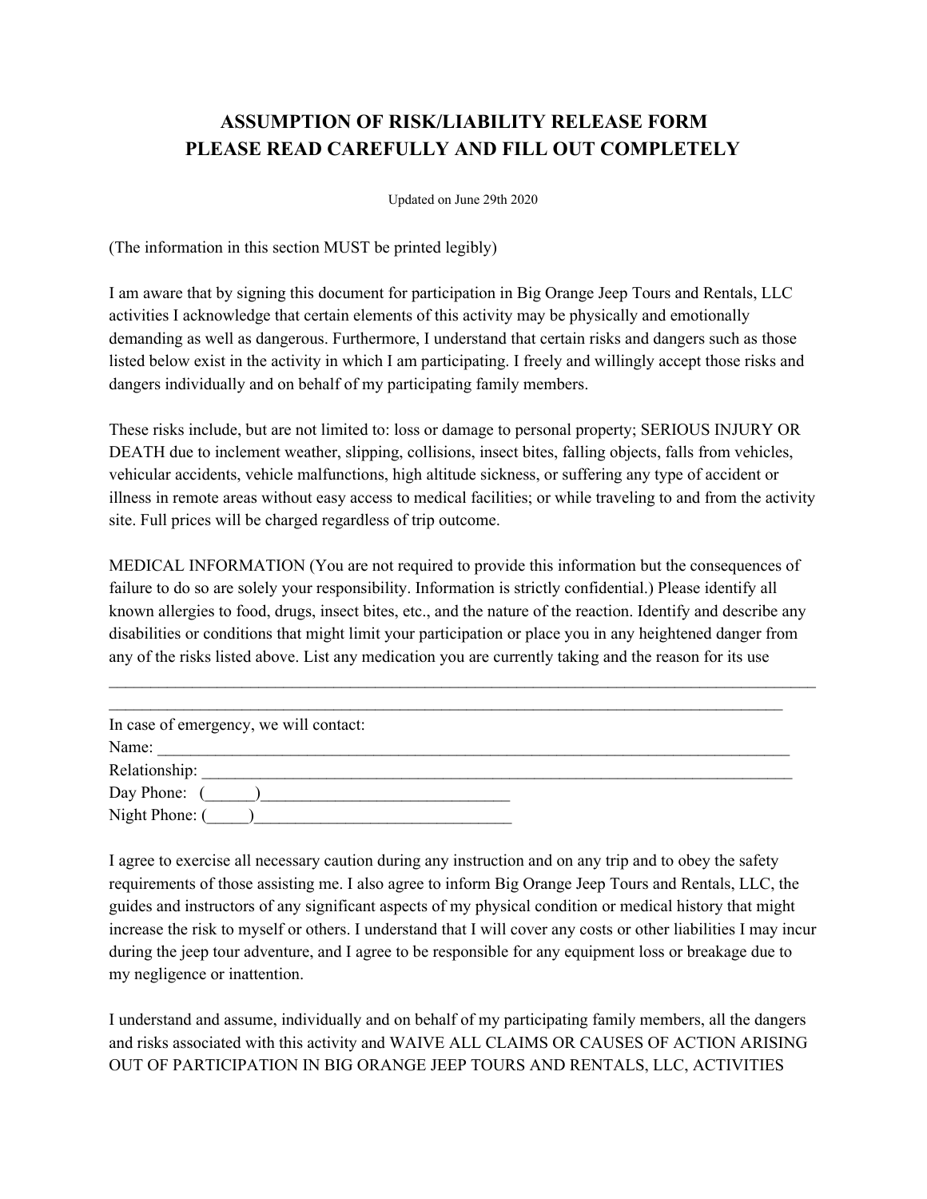# ASSUMPTION OF RISK/LIABILITY RELEASE FORM
# PLEASE READ CAREFULLY AND FILL OUT COMPLETELY

Updated on June 29th 2020

(The information in this section MUST be printed legibly)

I am aware that by signing this document for participation in Big Orange Jeep Tours and Rentals, LLC activities I acknowledge that certain elements of this activity may be physically and emotionally demanding as well as dangerous. Furthermore, I understand that certain risks and dangers such as those listed below exist in the activity in which I am participating. I freely and willingly accept those risks and dangers individually and on behalf of my participating family members.

These risks include, but are not limited to: loss or damage to personal property; SERIOUS INJURY OR DEATH due to inclement weather, slipping, collisions, insect bites, falling objects, falls from vehicles, vehicular accidents, vehicle malfunctions, high altitude sickness, or suffering any type of accident or illness in remote areas without easy access to medical facilities; or while traveling to and from the activity site. Full prices will be charged regardless of trip outcome.

MEDICAL INFORMATION (You are not required to provide this information but the consequences of failure to do so are solely your responsibility. Information is strictly confidential.) Please identify all known allergies to food, drugs, insect bites, etc., and the nature of the reaction. Identify and describe any disabilities or conditions that might limit your participation or place you in any heightened danger from any of the risks listed above. List any medication you are currently taking and the reason for its use

______________________________________________________________________________________

____________________________________________________________________________________

In case of emergency, we will contact:
Name: ________________________________________________________________________________
Relationship: __________________________________________________________________________
Day Phone: (______)______________________________
Night Phone: (_____)_______________________________

I agree to exercise all necessary caution during any instruction and on any trip and to obey the safety requirements of those assisting me. I also agree to inform Big Orange Jeep Tours and Rentals, LLC, the guides and instructors of any significant aspects of my physical condition or medical history that might increase the risk to myself or others. I understand that I will cover any costs or other liabilities I may incur during the jeep tour adventure, and I agree to be responsible for any equipment loss or breakage due to my negligence or inattention.

I understand and assume, individually and on behalf of my participating family members, all the dangers and risks associated with this activity and WAIVE ALL CLAIMS OR CAUSES OF ACTION ARISING OUT OF PARTICIPATION IN BIG ORANGE JEEP TOURS AND RENTALS, LLC, ACTIVITIES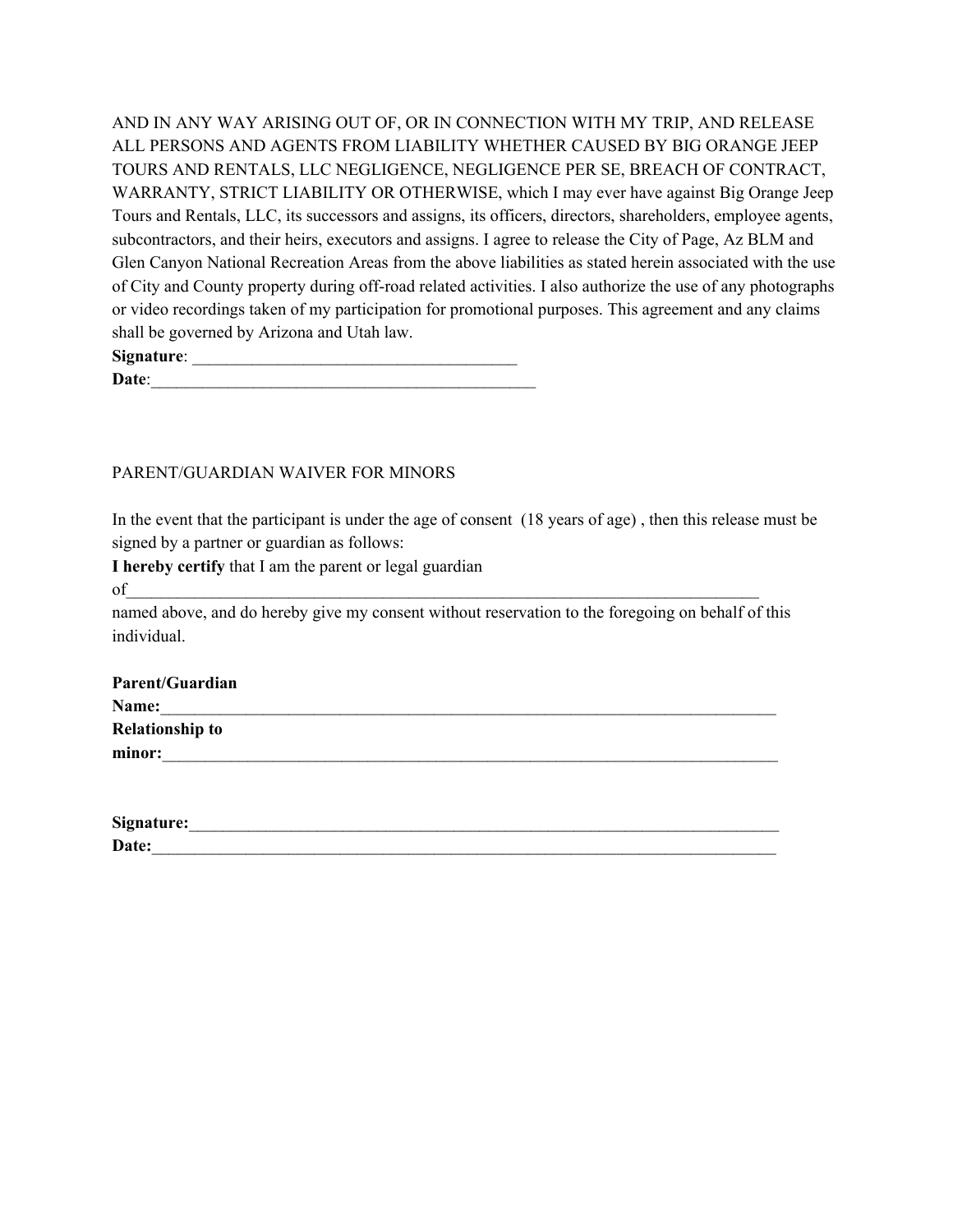AND IN ANY WAY ARISING OUT OF, OR IN CONNECTION WITH MY TRIP, AND RELEASE ALL PERSONS AND AGENTS FROM LIABILITY WHETHER CAUSED BY BIG ORANGE JEEP TOURS AND RENTALS, LLC NEGLIGENCE, NEGLIGENCE PER SE, BREACH OF CONTRACT, WARRANTY, STRICT LIABILITY OR OTHERWISE, which I may ever have against Big Orange Jeep Tours and Rentals, LLC, its successors and assigns, its officers, directors, shareholders, employee agents, subcontractors, and their heirs, executors and assigns. I agree to release the City of Page, Az BLM and Glen Canyon National Recreation Areas from the above liabilities as stated herein associated with the use of City and County property during off-road related activities. I also authorize the use of any photographs or video recordings taken of my participation for promotional purposes. This agreement and any claims shall be governed by Arizona and Utah law.

**Signature**: ______________________________________

**Date**:_____________________________________________

PARENT/GUARDIAN WAIVER FOR MINORS

In the event that the participant is under the age of consent (18 years of age) , then this release must be signed by a partner or guardian as follows:

**I hereby certify** that I am the parent or legal guardian of___________________________________________________________________________ named above, and do hereby give my consent without reservation to the foregoing on behalf of this individual.

**Parent/Guardian Name:**__________________________________________________________________________

**Relationship to minor:**__________________________________________________________________________

**Signature:**_______________________________________________________________________

**Date:**___________________________________________________________________________